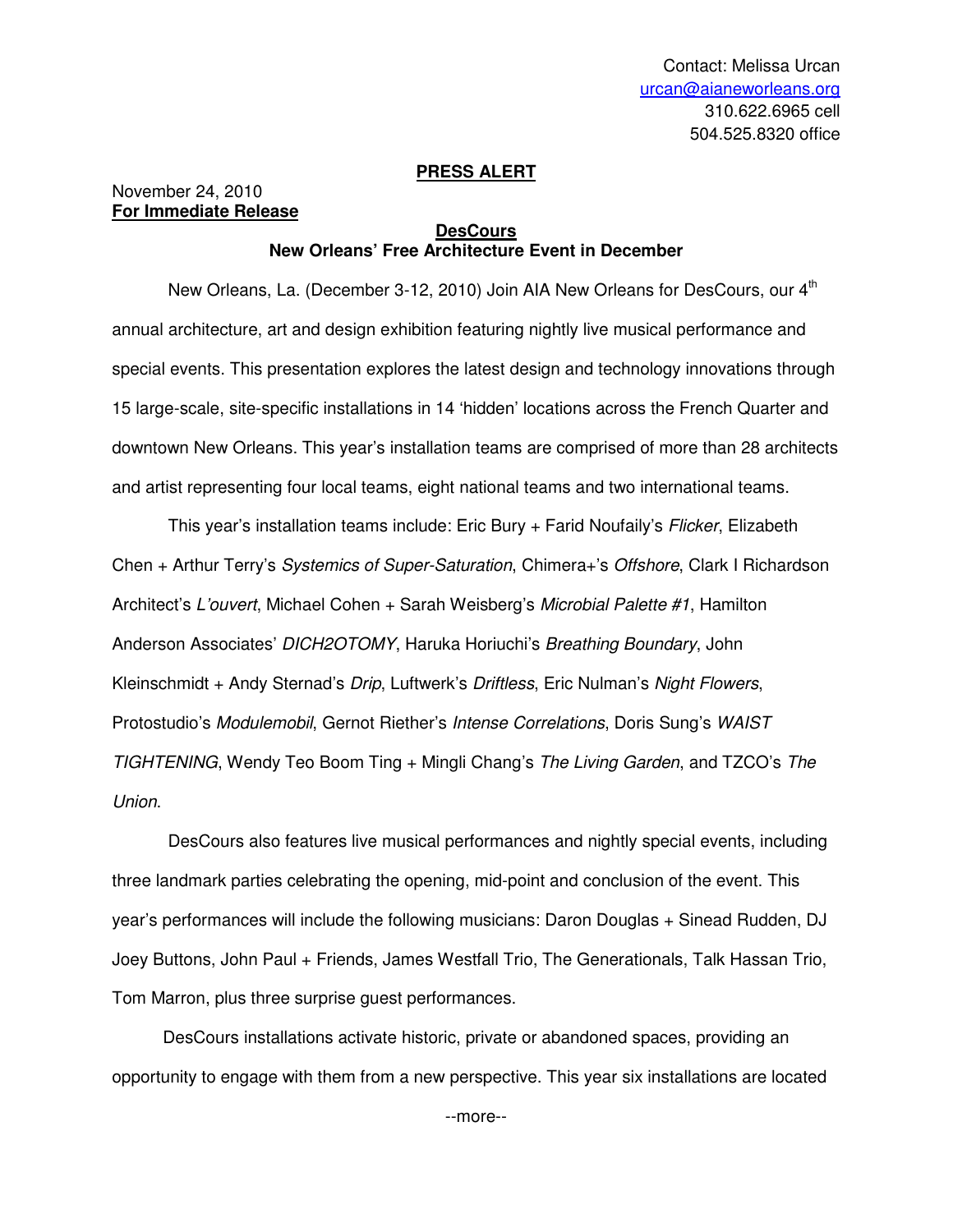Contact: Melissa Urcan
urcan@aianeworleans.org
310.622.6965 cell
504.525.8320 office

**PRESS ALERT**

November 24, 2010
**For Immediate Release**

**DesCours**
**New Orleans' Free Architecture Event in December**

New Orleans, La. (December 3-12, 2010) Join AIA New Orleans for DesCours, our 4th annual architecture, art and design exhibition featuring nightly live musical performance and special events. This presentation explores the latest design and technology innovations through 15 large-scale, site-specific installations in 14 'hidden' locations across the French Quarter and downtown New Orleans. This year's installation teams are comprised of more than 28 architects and artist representing four local teams, eight national teams and two international teams.

This year's installation teams include: Eric Bury + Farid Noufaily's *Flicker*, Elizabeth Chen + Arthur Terry's *Systemics of Super-Saturation*, Chimera+'s *Offshore*, Clark I Richardson Architect's *L'ouvert*, Michael Cohen + Sarah Weisberg's *Microbial Palette #1*, Hamilton Anderson Associates' *DICH2OTOMY*, Haruka Horiuchi's *Breathing Boundary*, John Kleinschmidt + Andy Sternad's *Drip*, Luftwerk's *Driftless*, Eric Nulman's *Night Flowers*, Protostudio's *Modulemobil*, Gernot Riether's *Intense Correlations*, Doris Sung's *WAIST TIGHTENING*, Wendy Teo Boom Ting + Mingli Chang's *The Living Garden*, and TZCO's *The Union*.

DesCours also features live musical performances and nightly special events, including three landmark parties celebrating the opening, mid-point and conclusion of the event. This year's performances will include the following musicians: Daron Douglas + Sinead Rudden, DJ Joey Buttons, John Paul + Friends, James Westfall Trio, The Generationals, Talk Hassan Trio, Tom Marron, plus three surprise guest performances.

DesCours installations activate historic, private or abandoned spaces, providing an opportunity to engage with them from a new perspective. This year six installations are located

--more--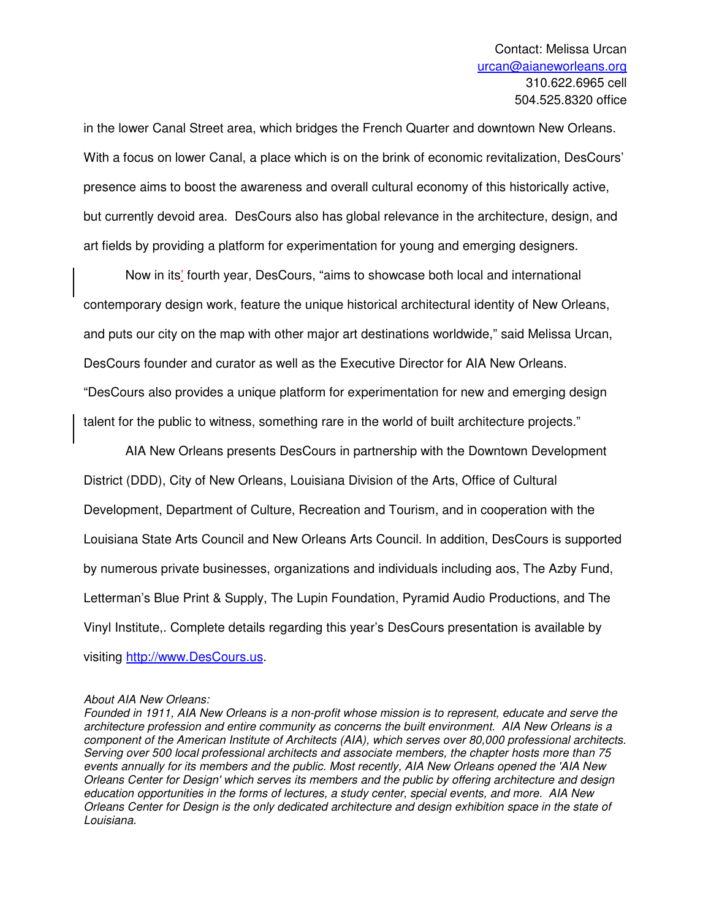Contact: Melissa Urcan
urcan@aianeworleans.org
310.622.6965 cell
504.525.8320 office

in the lower Canal Street area, which bridges the French Quarter and downtown New Orleans. With a focus on lower Canal, a place which is on the brink of economic revitalization, DesCours' presence aims to boost the awareness and overall cultural economy of this historically active, but currently devoid area. DesCours also has global relevance in the architecture, design, and art fields by providing a platform for experimentation for young and emerging designers.

Now in its' fourth year, DesCours, "aims to showcase both local and international contemporary design work, feature the unique historical architectural identity of New Orleans, and puts our city on the map with other major art destinations worldwide," said Melissa Urcan, DesCours founder and curator as well as the Executive Director for AIA New Orleans. "DesCours also provides a unique platform for experimentation for new and emerging design talent for the public to witness, something rare in the world of built architecture projects."

AIA New Orleans presents DesCours in partnership with the Downtown Development District (DDD), City of New Orleans, Louisiana Division of the Arts, Office of Cultural Development, Department of Culture, Recreation and Tourism, and in cooperation with the Louisiana State Arts Council and New Orleans Arts Council. In addition, DesCours is supported by numerous private businesses, organizations and individuals including aos, The Azby Fund, Letterman's Blue Print & Supply, The Lupin Foundation, Pyramid Audio Productions, and The Vinyl Institute,. Complete details regarding this year's DesCours presentation is available by visiting http://www.DesCours.us.

*About AIA New Orleans:*
*Founded in 1911, AIA New Orleans is a non-profit whose mission is to represent, educate and serve the architecture profession and entire community as concerns the built environment. AIA New Orleans is a component of the American Institute of Architects (AIA), which serves over 80,000 professional architects. Serving over 500 local professional architects and associate members, the chapter hosts more than 75 events annually for its members and the public. Most recently, AIA New Orleans opened the 'AIA New Orleans Center for Design' which serves its members and the public by offering architecture and design education opportunities in the forms of lectures, a study center, special events, and more. AIA New Orleans Center for Design is the only dedicated architecture and design exhibition space in the state of Louisiana.*